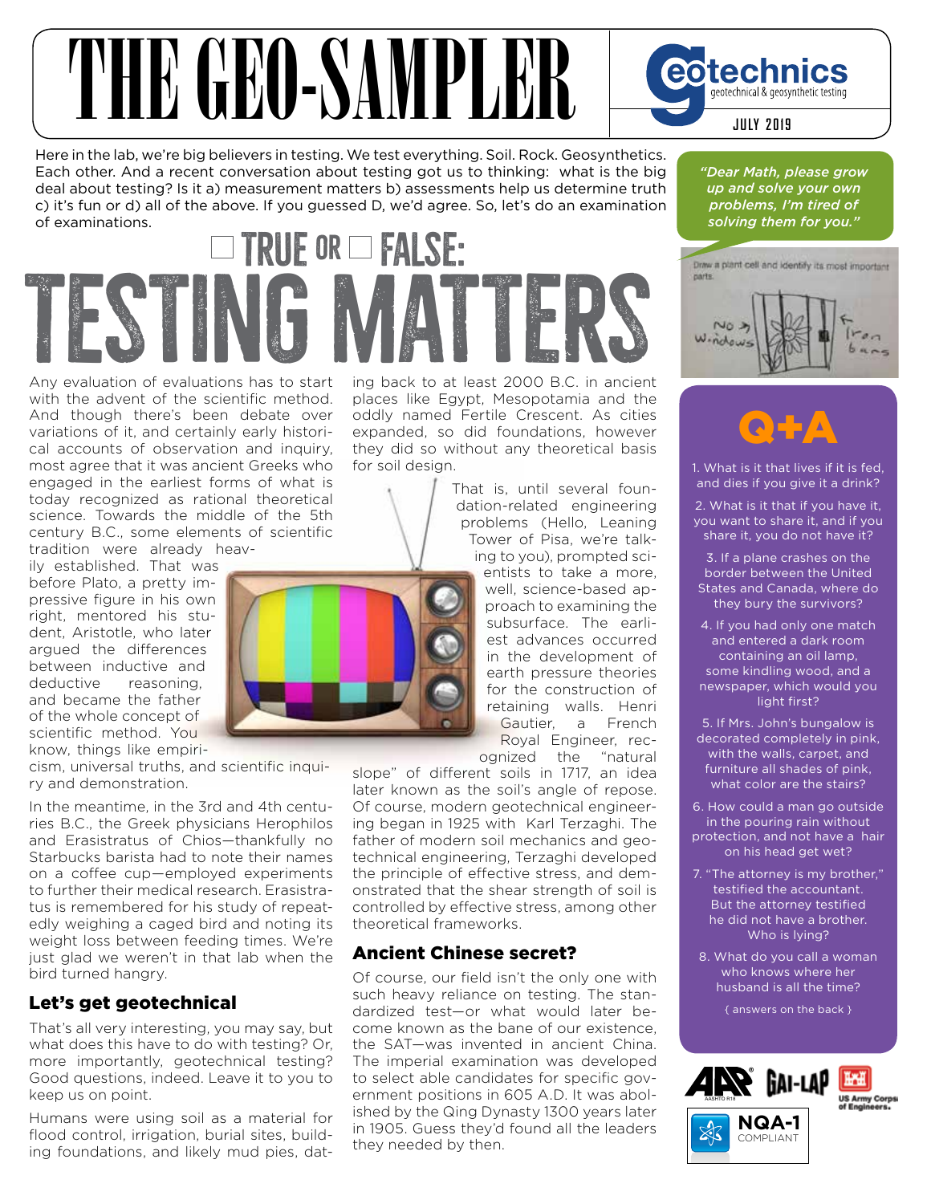# THE GEO-SAMPLER

geotechnics
geotechnical & geosynthetic testing

JULY 2019

Here in the lab, we're big believers in testing. We test everything. Soil. Rock. Geosynthetics. Each other. And a recent conversation about testing got us to thinking: what is the big deal about testing? Is it a) measurement matters b) assessments help us determine truth c) it's fun or d) all of the above. If you guessed D, we'd agree. So, let's do an examination of examinations.

## ☐ TRUE OR ☐ FALSE: TESTING MATTERS

Any evaluation of evaluations has to start with the advent of the scientific method. And though there's been debate over variations of it, and certainly early historical accounts of observation and inquiry, most agree that it was ancient Greeks who engaged in the earliest forms of what is today recognized as rational theoretical science. Towards the middle of the 5th century B.C., some elements of scientific tradition were already heavily established. That was before Plato, a pretty impressive figure in his own right, mentored his student, Aristotle, who later argued the differences between inductive and deductive reasoning, and became the father of the whole concept of scientific method. You know, things like empiricism, universal truths, and scientific inquiry and demonstration.

In the meantime, in the 3rd and 4th centuries B.C., the Greek physicians Herophilos and Erasistratus of Chios—thankfully no Starbucks barista had to note their names on a coffee cup—employed experiments to further their medical research. Erasistratus is remembered for his study of repeatedly weighing a caged bird and noting its weight loss between feeding times. We're just glad we weren't in that lab when the bird turned hangry.

### Let's get geotechnical

That's all very interesting, you may say, but what does this have to do with testing? Or, more importantly, geotechnical testing? Good questions, indeed. Leave it to you to keep us on point.

Humans were using soil as a material for flood control, irrigation, burial sites, building foundations, and likely mud pies, dating back to at least 2000 B.C. in ancient places like Egypt, Mesopotamia and the oddly named Fertile Crescent. As cities expanded, so did foundations, however they did so without any theoretical basis for soil design.

That is, until several foundation-related engineering problems (Hello, Leaning Tower of Pisa, we're talking to you), prompted scientists to take a more, well, science-based approach to examining the subsurface. The earliest advances occurred in the development of earth pressure theories for the construction of retaining walls. Henri Gautier, a French Royal Engineer, recognized the "natural slope" of different soils in 1717, an idea later known as the soil's angle of repose. Of course, modern geotechnical engineering began in 1925 with Karl Terzaghi. The father of modern soil mechanics and geotechnical engineering, Terzaghi developed the principle of effective stress, and demonstrated that the shear strength of soil is controlled by effective stress, among other theoretical frameworks.

### Ancient Chinese secret?

Of course, our field isn't the only one with such heavy reliance on testing. The standardized test—or what would later become known as the bane of our existence, the SAT—was invented in ancient China. The imperial examination was developed to select able candidates for specific government positions in 605 A.D. It was abolished by the Qing Dynasty 1300 years later in 1905. Guess they'd found all the leaders they needed by then.

*"Dear Math, please grow up and solve your own problems, I'm tired of solving them for you."*

Draw a plant cell and identify its most important parts.

No windows → Iron bars

## Q+A

1. What is it that lives if it is fed, and dies if you give it a drink?
2. What is it that if you have it, you want to share it, and if you share it, you do not have it?
3. If a plane crashes on the border between the United States and Canada, where do they bury the survivors?
4. If you had only one match and entered a dark room containing an oil lamp, some kindling wood, and a newspaper, which would you light first?
5. If Mrs. John's bungalow is decorated completely in pink, with the walls, carpet, and furniture all shades of pink, what color are the stairs?
6. How could a man go outside in the pouring rain without protection, and not have a hair on his head get wet?
7. "The attorney is my brother," testified the accountant. But the attorney testified he did not have a brother. Who is lying?
8. What do you call a woman who knows where her husband is all the time?

{ answers on the back }

AASHTO R18 · GAI-LAP · US Army Corps of Engineers · NQA-1 COMPLIANT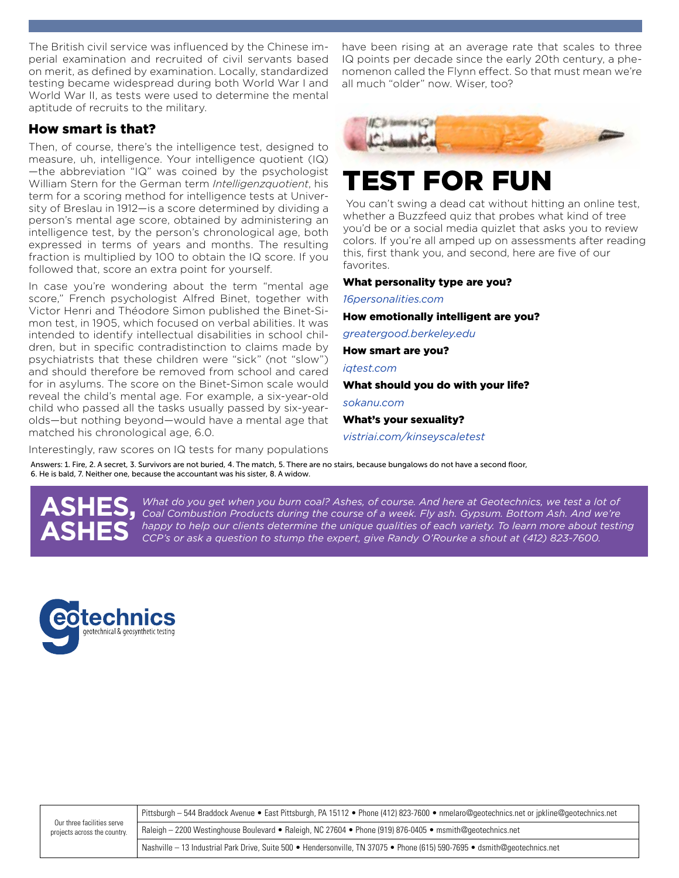The British civil service was influenced by the Chinese imperial examination and recruited of civil servants based on merit, as defined by examination. Locally, standardized testing became widespread during both World War I and World War II, as tests were used to determine the mental aptitude of recruits to the military.

## How smart is that?

Then, of course, there's the intelligence test, designed to measure, uh, intelligence. Your intelligence quotient (IQ)—the abbreviation "IQ" was coined by the psychologist William Stern for the German term *Intelligenzquotient*, his term for a scoring method for intelligence tests at University of Breslau in 1912—is a score determined by dividing a person's mental age score, obtained by administering an intelligence test, by the person's chronological age, both expressed in terms of years and months. The resulting fraction is multiplied by 100 to obtain the IQ score. If you followed that, score an extra point for yourself.

In case you're wondering about the term "mental age score," French psychologist Alfred Binet, together with Victor Henri and Théodore Simon published the Binet-Simon test, in 1905, which focused on verbal abilities. It was intended to identify intellectual disabilities in school children, but in specific contradistinction to claims made by psychiatrists that these children were "sick" (not "slow") and should therefore be removed from school and cared for in asylums. The score on the Binet-Simon scale would reveal the child's mental age. For example, a six-year-old child who passed all the tasks usually passed by six-year-olds—but nothing beyond—would have a mental age that matched his chronological age, 6.0.

Interestingly, raw scores on IQ tests for many populations have been rising at an average rate that scales to three IQ points per decade since the early 20th century, a phenomenon called the Flynn effect. So that must mean we're all much "older" now. Wiser, too?

# TEST FOR FUN

You can't swing a dead cat without hitting an online test, whether a Buzzfeed quiz that probes what kind of tree you'd be or a social media quizlet that asks you to review colors. If you're all amped up on assessments after reading this, first thank you, and second, here are five of our favorites.

**What personality type are you?**

*16personalities.com*

**How emotionally intelligent are you?**

*greatergood.berkeley.edu*

**How smart are you?**

*iqtest.com*

**What should you do with your life?**

*sokanu.com*

**What's your sexuality?**

*vistriai.com/kinseyscaletest*

Answers: 1. Fire, 2. A secret, 3. Survivors are not buried, 4. The match, 5. There are no stairs, because bungalows do not have a second floor, 6. He is bald, 7. Neither one, because the accountant was his sister, 8. A widow.

## ASHES, ASHES

*What do you get when you burn coal? Ashes, of course. And here at Geotechnics, we test a lot of Coal Combustion Products during the course of a week. Fly ash. Gypsum. Bottom Ash. And we're happy to help our clients determine the unique qualities of each variety. To learn more about testing CCP's or ask a question to stump the expert, give Randy O'Rourke a shout at (412) 823-7600.*

geotechnics
geotechnical & geosynthetic testing

| | |
|---|---|
| Our three facilities serve projects across the country. | Pittsburgh – 544 Braddock Avenue • East Pittsburgh, PA 15112 • Phone (412) 823-7600 • nmelaro@geotechnics.net or jpkline@geotechnics.net |
| | Raleigh – 2200 Westinghouse Boulevard • Raleigh, NC 27604 • Phone (919) 876-0405 • msmith@geotechnics.net |
| | Nashville – 13 Industrial Park Drive, Suite 500 • Hendersonville, TN 37075 • Phone (615) 590-7695 • dsmith@geotechnics.net |